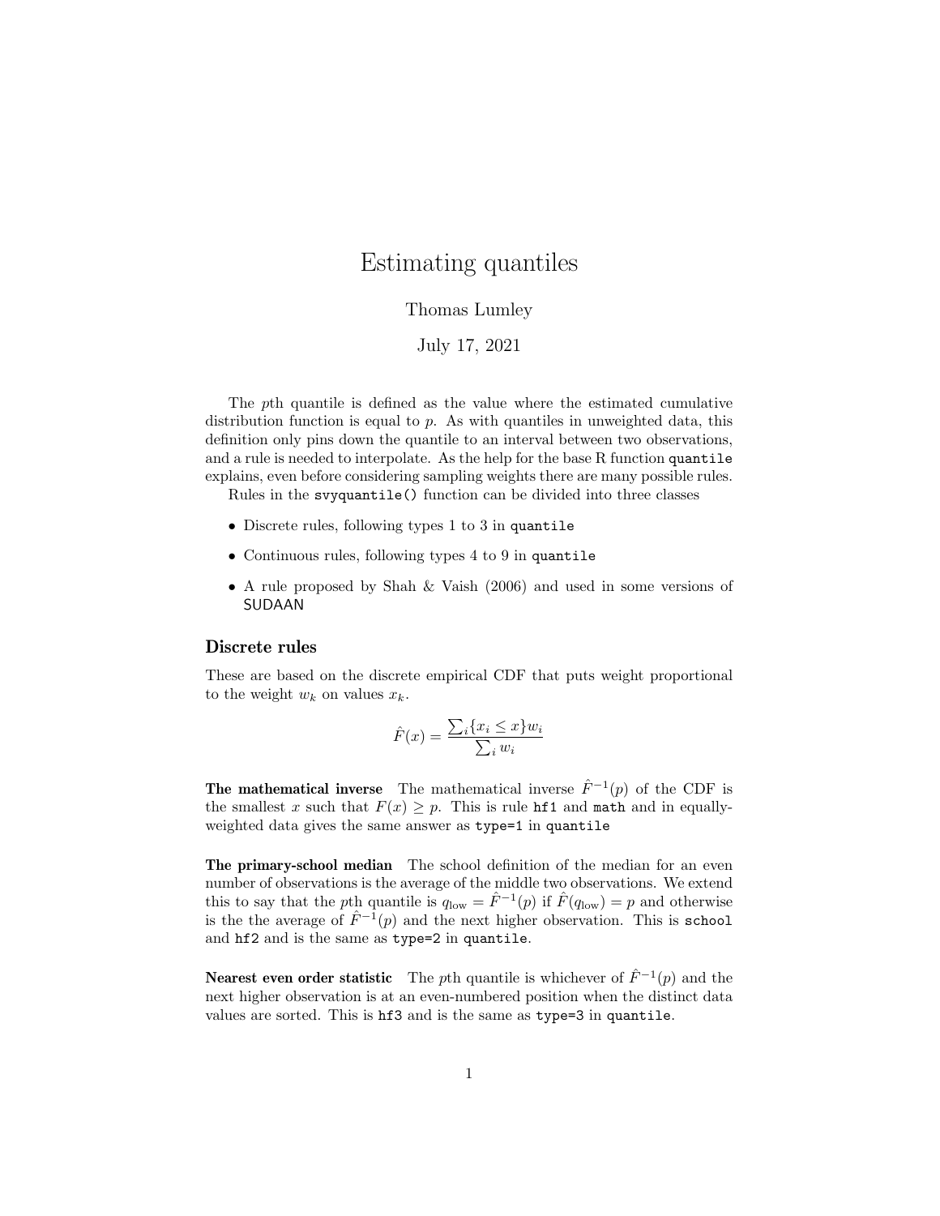# Estimating quantiles

Thomas Lumley

July 17, 2021

The $p$th quantile is defined as the value where the estimated cumulative distribution function is equal to $p$. As with quantiles in unweighted data, this definition only pins down the quantile to an interval between two observations, and a rule is needed to interpolate. As the help for the base R function `quantile` explains, even before considering sampling weights there are many possible rules.

Rules in the `svyquantile()` function can be divided into three classes

- Discrete rules, following types 1 to 3 in `quantile`
- Continuous rules, following types 4 to 9 in `quantile`
- A rule proposed by Shah & Vaish (2006) and used in some versions of SUDAAN

## Discrete rules

These are based on the discrete empirical CDF that puts weight proportional to the weight $w_k$ on values $x_k$.

$$\hat{F}(x) = \frac{\sum_i \{x_i \leq x\} w_i}{\sum_i w_i}$$

**The mathematical inverse** The mathematical inverse $\hat{F}^{-1}(p)$ of the CDF is the smallest $x$ such that $F(x) \geq p$. This is rule `hf1` and `math` and in equally-weighted data gives the same answer as `type=1` in `quantile`

**The primary-school median** The school definition of the median for an even number of observations is the average of the middle two observations. We extend this to say that the $p$th quantile is $q_{\text{low}} = \hat{F}^{-1}(p)$ if $\hat{F}(q_{\text{low}}) = p$ and otherwise is the the average of $\hat{F}^{-1}(p)$ and the next higher observation. This is `school` and `hf2` and is the same as `type=2` in `quantile`.

**Nearest even order statistic** The $p$th quantile is whichever of $\hat{F}^{-1}(p)$ and the next higher observation is at an even-numbered position when the distinct data values are sorted. This is `hf3` and is the same as `type=3` in `quantile`.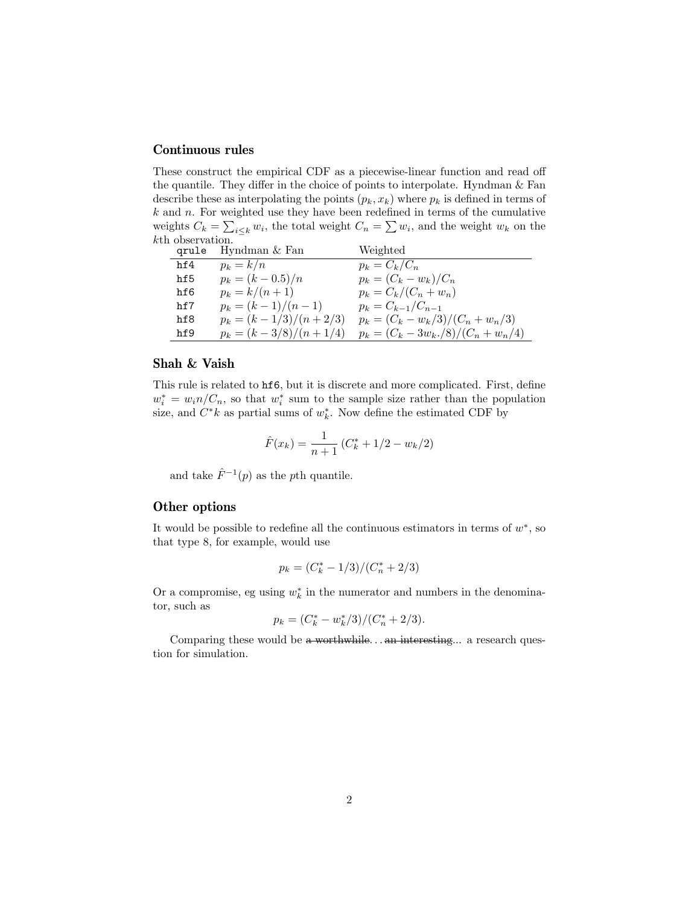### Continuous rules

These construct the empirical CDF as a piecewise-linear function and read off the quantile. They differ in the choice of points to interpolate. Hyndman & Fan describe these as interpolating the points $(p_k, x_k)$ where $p_k$ is defined in terms of $k$ and $n$. For weighted use they have been redefined in terms of the cumulative weights $C_k = \sum_{i \leq k} w_i$, the total weight $C_n = \sum w_i$, and the weight $w_k$ on the $k$th observation.

| qrule | Hyndman & Fan | Weighted |
|---|---|---|
| hf4 | $p_k = k/n$ | $p_k = C_k/C_n$ |
| hf5 | $p_k = (k - 0.5)/n$ | $p_k = (C_k - w_k)/C_n$ |
| hf6 | $p_k = k/(n+1)$ | $p_k = C_k/(C_n + w_n)$ |
| hf7 | $p_k = (k-1)/(n-1)$ | $p_k = C_{k-1}/C_{n-1}$ |
| hf8 | $p_k = (k - 1/3)/(n + 2/3)$ | $p_k = (C_k - w_k/3)/(C_n + w_n/3)$ |
| hf9 | $p_k = (k - 3/8)/(n + 1/4)$ | $p_k = (C_k - 3w_k./8)/(C_n + w_n/4)$ |

### Shah & Vaish

This rule is related to hf6, but it is discrete and more complicated. First, define $w_i^* = w_i n / C_n$, so that $w_i^*$ sum to the sample size rather than the population size, and $C^*k$ as partial sums of $w_k^*$. Now define the estimated CDF by

$$\hat{F}(x_k) = \frac{1}{n+1}\left(C_k^* + 1/2 - w_k/2\right)$$

and take $\hat{F}^{-1}(p)$ as the $p$th quantile.

### Other options

It would be possible to redefine all the continuous estimators in terms of $w^*$, so that type 8, for example, would use

$$p_k = (C_k^* - 1/3)/(C_n^* + 2/3)$$

Or a compromise, eg using $w_k^*$ in the numerator and numbers in the denominator, such as

$$p_k = (C_k^* - w_k^*/3)/(C_n^* + 2/3).$$

Comparing these would be ~~a worthwhile~~... ~~an interesting~~... a research question for simulation.